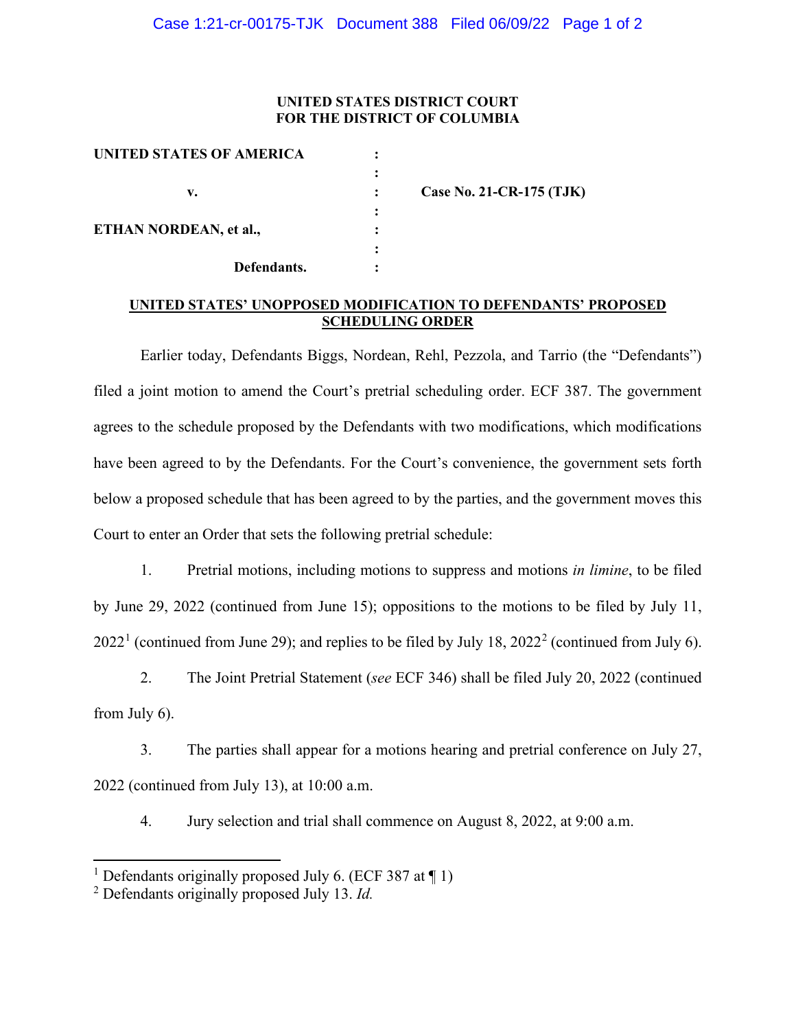**UNITED STATES DISTRICT COURT**
**FOR THE DISTRICT OF COLUMBIA**

| | | |
|---|---|---|
| **UNITED STATES OF AMERICA** | : | |
| | : | |
| **v.** | : | **Case No. 21-CR-175 (TJK)** |
| | : | |
| **ETHAN NORDEAN, et al.,** | : | |
| | : | |
| **Defendants.** | : | |

**UNITED STATES' UNOPPOSED MODIFICATION TO DEFENDANTS' PROPOSED SCHEDULING ORDER**

Earlier today, Defendants Biggs, Nordean, Rehl, Pezzola, and Tarrio (the "Defendants") filed a joint motion to amend the Court's pretrial scheduling order. ECF 387. The government agrees to the schedule proposed by the Defendants with two modifications, which modifications have been agreed to by the Defendants. For the Court's convenience, the government sets forth below a proposed schedule that has been agreed to by the parties, and the government moves this Court to enter an Order that sets the following pretrial schedule:

1. Pretrial motions, including motions to suppress and motions *in limine*, to be filed by June 29, 2022 (continued from June 15); oppositions to the motions to be filed by July 11, 2022[1] (continued from June 29); and replies to be filed by July 18, 2022[2] (continued from July 6).

2. The Joint Pretrial Statement (*see* ECF 346) shall be filed July 20, 2022 (continued from July 6).

3. The parties shall appear for a motions hearing and pretrial conference on July 27, 2022 (continued from July 13), at 10:00 a.m.

4. Jury selection and trial shall commence on August 8, 2022, at 9:00 a.m.

---

[1] Defendants originally proposed July 6. (ECF 387 at ¶ 1)

[2] Defendants originally proposed July 13. *Id.*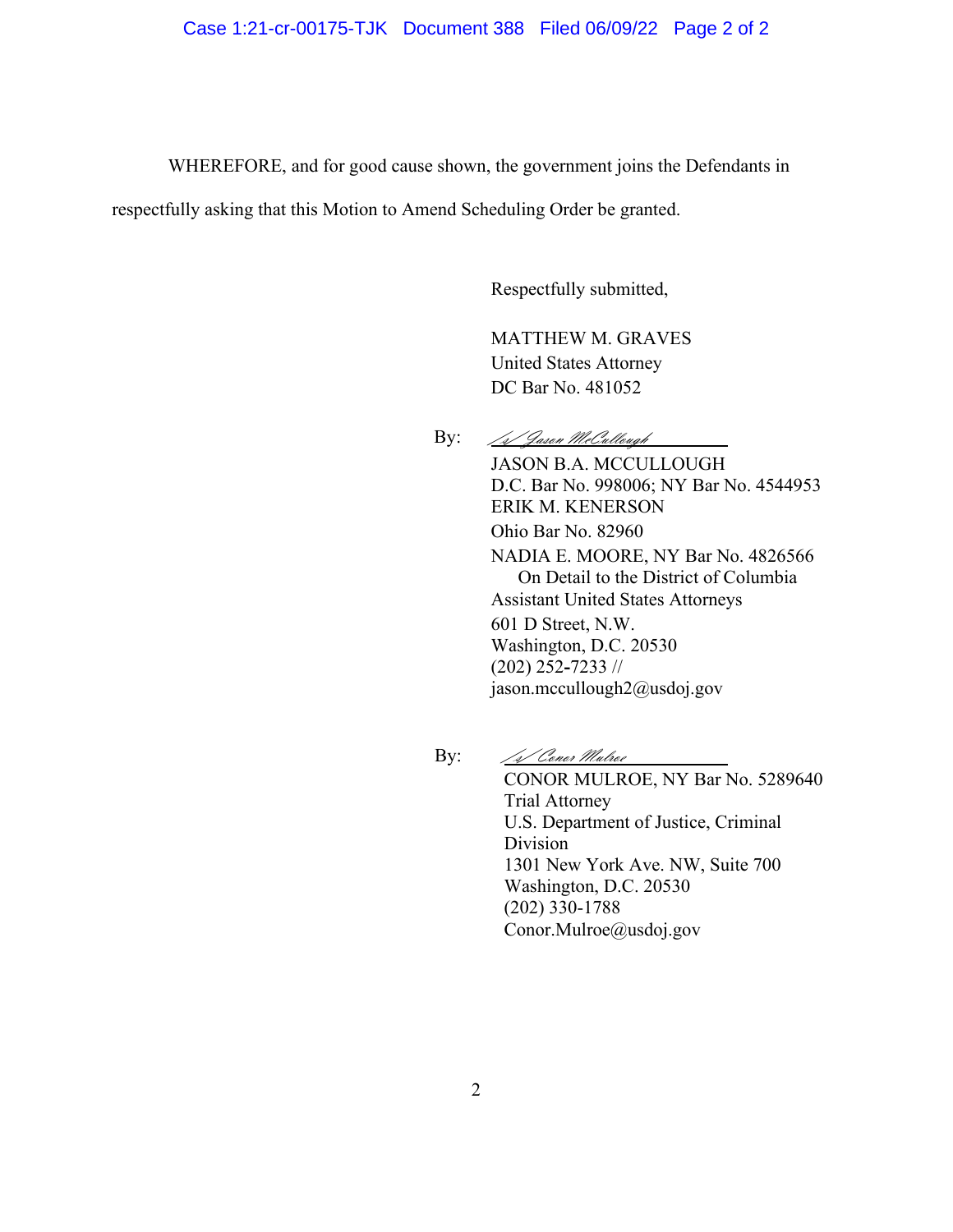WHEREFORE, and for good cause shown, the government joins the Defendants in respectfully asking that this Motion to Amend Scheduling Order be granted.

Respectfully submitted,

MATTHEW M. GRAVES
United States Attorney
DC Bar No. 481052

By: /s/ Jason McCullough
JASON B.A. MCCULLOUGH
D.C. Bar No. 998006; NY Bar No. 4544953
ERIK M. KENERSON
Ohio Bar No. 82960
NADIA E. MOORE, NY Bar No. 4826566
On Detail to the District of Columbia
Assistant United States Attorneys
601 D Street, N.W.
Washington, D.C. 20530
(202) 252-7233 //
jason.mccullough2@usdoj.gov

By: /s/ Conor Mulroe
CONOR MULROE, NY Bar No. 5289640
Trial Attorney
U.S. Department of Justice, Criminal Division
1301 New York Ave. NW, Suite 700
Washington, D.C. 20530
(202) 330-1788
Conor.Mulroe@usdoj.gov